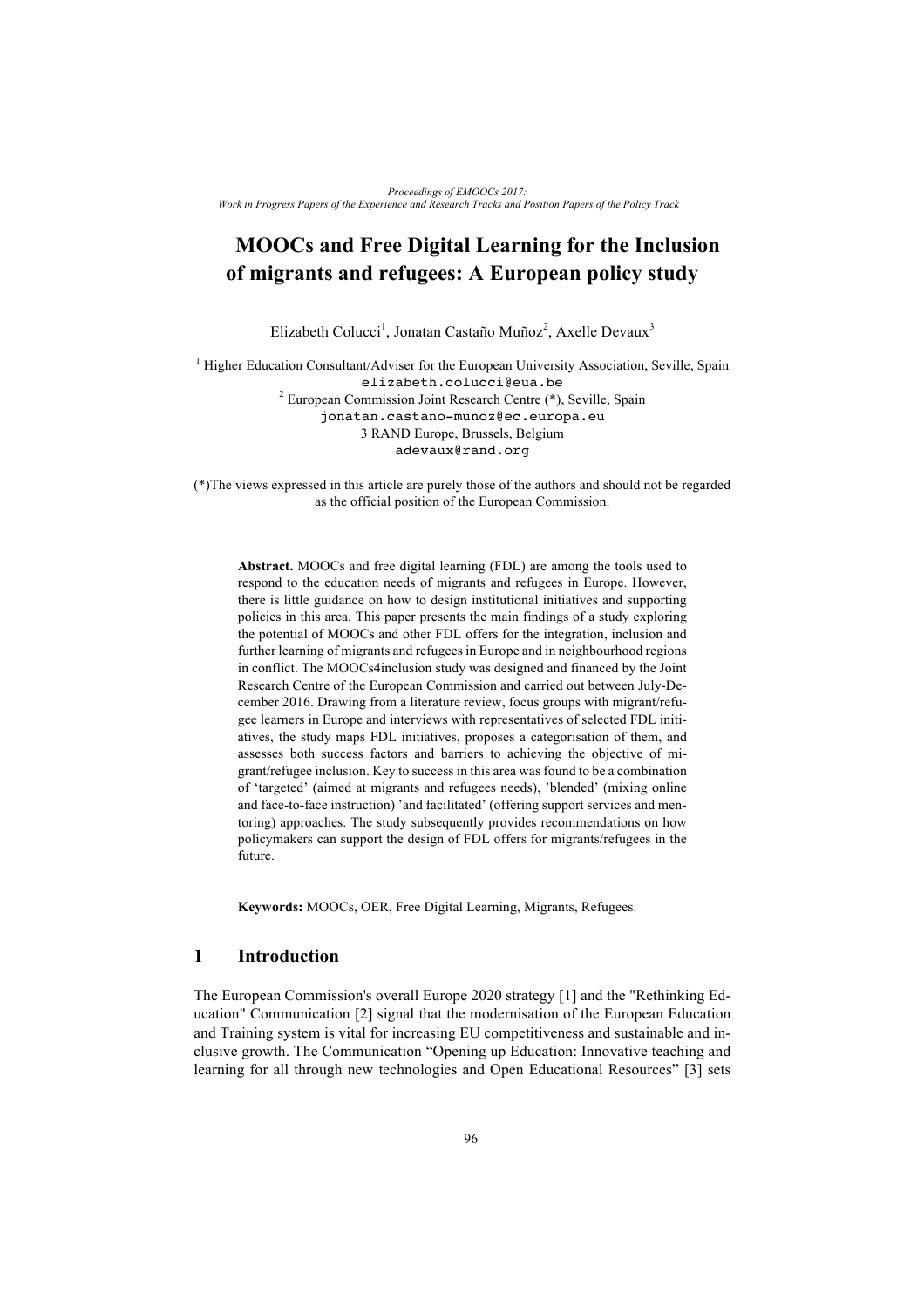# MOOCs and Free Digital Learning for the Inclusion of migrants and refugees: A European policy study

Elizabeth Colucci[1], Jonatan Castaño Muñoz[2], Axelle Devaux[3]

[1] Higher Education Consultant/Adviser for the European University Association, Seville, Spain
elizabeth.colucci@eua.be
[2] European Commission Joint Research Centre (*), Seville, Spain
jonatan.castano-munoz@ec.europa.eu
3 RAND Europe, Brussels, Belgium
adevaux@rand.org

(*)The views expressed in this article are purely those of the authors and should not be regarded as the official position of the European Commission.

**Abstract.** MOOCs and free digital learning (FDL) are among the tools used to respond to the education needs of migrants and refugees in Europe. However, there is little guidance on how to design institutional initiatives and supporting policies in this area. This paper presents the main findings of a study exploring the potential of MOOCs and other FDL offers for the integration, inclusion and further learning of migrants and refugees in Europe and in neighbourhood regions in conflict. The MOOCs4inclusion study was designed and financed by the Joint Research Centre of the European Commission and carried out between July-December 2016. Drawing from a literature review, focus groups with migrant/refugee learners in Europe and interviews with representatives of selected FDL initiatives, the study maps FDL initiatives, proposes a categorisation of them, and assesses both success factors and barriers to achieving the objective of migrant/refugee inclusion. Key to success in this area was found to be a combination of 'targeted' (aimed at migrants and refugees needs), 'blended' (mixing online and face-to-face instruction) 'and facilitated' (offering support services and mentoring) approaches. The study subsequently provides recommendations on how policymakers can support the design of FDL offers for migrants/refugees in the future.

**Keywords:** MOOCs, OER, Free Digital Learning, Migrants, Refugees.

## 1 Introduction

The European Commission's overall Europe 2020 strategy [1] and the "Rethinking Education" Communication [2] signal that the modernisation of the European Education and Training system is vital for increasing EU competitiveness and sustainable and inclusive growth. The Communication "Opening up Education: Innovative teaching and learning for all through new technologies and Open Educational Resources" [3] sets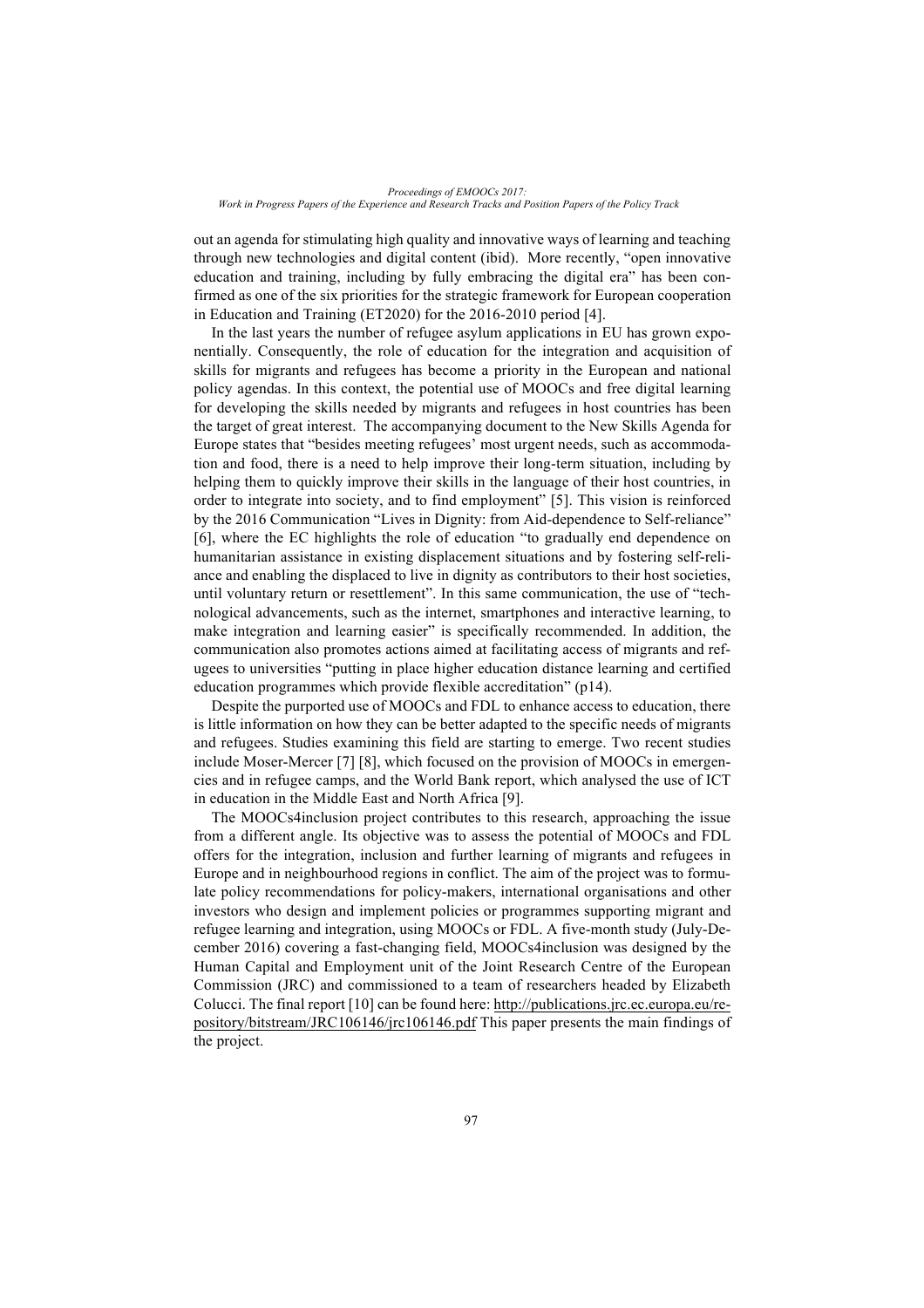out an agenda for stimulating high quality and innovative ways of learning and teaching through new technologies and digital content (ibid). More recently, "open innovative education and training, including by fully embracing the digital era" has been confirmed as one of the six priorities for the strategic framework for European cooperation in Education and Training (ET2020) for the 2016-2010 period [4].

In the last years the number of refugee asylum applications in EU has grown exponentially. Consequently, the role of education for the integration and acquisition of skills for migrants and refugees has become a priority in the European and national policy agendas. In this context, the potential use of MOOCs and free digital learning for developing the skills needed by migrants and refugees in host countries has been the target of great interest. The accompanying document to the New Skills Agenda for Europe states that "besides meeting refugees' most urgent needs, such as accommodation and food, there is a need to help improve their long-term situation, including by helping them to quickly improve their skills in the language of their host countries, in order to integrate into society, and to find employment" [5]. This vision is reinforced by the 2016 Communication "Lives in Dignity: from Aid-dependence to Self-reliance" [6], where the EC highlights the role of education "to gradually end dependence on humanitarian assistance in existing displacement situations and by fostering self-reliance and enabling the displaced to live in dignity as contributors to their host societies, until voluntary return or resettlement". In this same communication, the use of "technological advancements, such as the internet, smartphones and interactive learning, to make integration and learning easier" is specifically recommended. In addition, the communication also promotes actions aimed at facilitating access of migrants and refugees to universities "putting in place higher education distance learning and certified education programmes which provide flexible accreditation" (p14).

Despite the purported use of MOOCs and FDL to enhance access to education, there is little information on how they can be better adapted to the specific needs of migrants and refugees. Studies examining this field are starting to emerge. Two recent studies include Moser-Mercer [7] [8], which focused on the provision of MOOCs in emergencies and in refugee camps, and the World Bank report, which analysed the use of ICT in education in the Middle East and North Africa [9].

The MOOCs4inclusion project contributes to this research, approaching the issue from a different angle. Its objective was to assess the potential of MOOCs and FDL offers for the integration, inclusion and further learning of migrants and refugees in Europe and in neighbourhood regions in conflict. The aim of the project was to formulate policy recommendations for policy-makers, international organisations and other investors who design and implement policies or programmes supporting migrant and refugee learning and integration, using MOOCs or FDL. A five-month study (July-December 2016) covering a fast-changing field, MOOCs4inclusion was designed by the Human Capital and Employment unit of the Joint Research Centre of the European Commission (JRC) and commissioned to a team of researchers headed by Elizabeth Colucci. The final report [10] can be found here: http://publications.jrc.ec.europa.eu/repository/bitstream/JRC106146/jrc106146.pdf This paper presents the main findings of the project.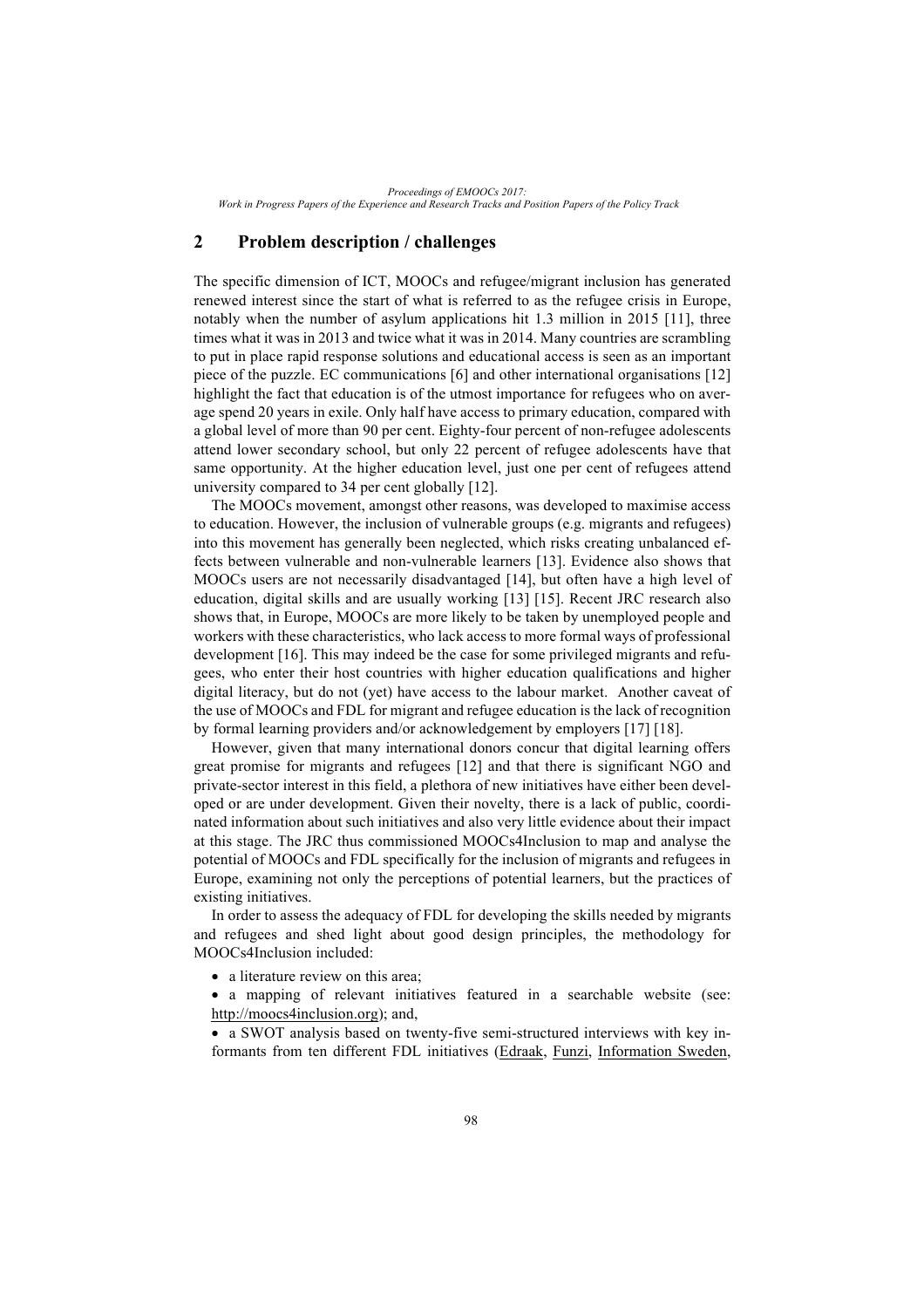## 2 Problem description / challenges

The specific dimension of ICT, MOOCs and refugee/migrant inclusion has generated renewed interest since the start of what is referred to as the refugee crisis in Europe, notably when the number of asylum applications hit 1.3 million in 2015 [11], three times what it was in 2013 and twice what it was in 2014. Many countries are scrambling to put in place rapid response solutions and educational access is seen as an important piece of the puzzle. EC communications [6] and other international organisations [12] highlight the fact that education is of the utmost importance for refugees who on average spend 20 years in exile. Only half have access to primary education, compared with a global level of more than 90 per cent. Eighty-four percent of non-refugee adolescents attend lower secondary school, but only 22 percent of refugee adolescents have that same opportunity. At the higher education level, just one per cent of refugees attend university compared to 34 per cent globally [12].

The MOOCs movement, amongst other reasons, was developed to maximise access to education. However, the inclusion of vulnerable groups (e.g. migrants and refugees) into this movement has generally been neglected, which risks creating unbalanced effects between vulnerable and non-vulnerable learners [13]. Evidence also shows that MOOCs users are not necessarily disadvantaged [14], but often have a high level of education, digital skills and are usually working [13] [15]. Recent JRC research also shows that, in Europe, MOOCs are more likely to be taken by unemployed people and workers with these characteristics, who lack access to more formal ways of professional development [16]. This may indeed be the case for some privileged migrants and refugees, who enter their host countries with higher education qualifications and higher digital literacy, but do not (yet) have access to the labour market. Another caveat of the use of MOOCs and FDL for migrant and refugee education is the lack of recognition by formal learning providers and/or acknowledgement by employers [17] [18].

However, given that many international donors concur that digital learning offers great promise for migrants and refugees [12] and that there is significant NGO and private-sector interest in this field, a plethora of new initiatives have either been developed or are under development. Given their novelty, there is a lack of public, coordinated information about such initiatives and also very little evidence about their impact at this stage. The JRC thus commissioned MOOCs4Inclusion to map and analyse the potential of MOOCs and FDL specifically for the inclusion of migrants and refugees in Europe, examining not only the perceptions of potential learners, but the practices of existing initiatives.

In order to assess the adequacy of FDL for developing the skills needed by migrants and refugees and shed light about good design principles, the methodology for MOOCs4Inclusion included:

- a literature review on this area;
- a mapping of relevant initiatives featured in a searchable website (see: http://moocs4inclusion.org); and,
- a SWOT analysis based on twenty-five semi-structured interviews with key informants from ten different FDL initiatives (Edraak, Funzi, Information Sweden,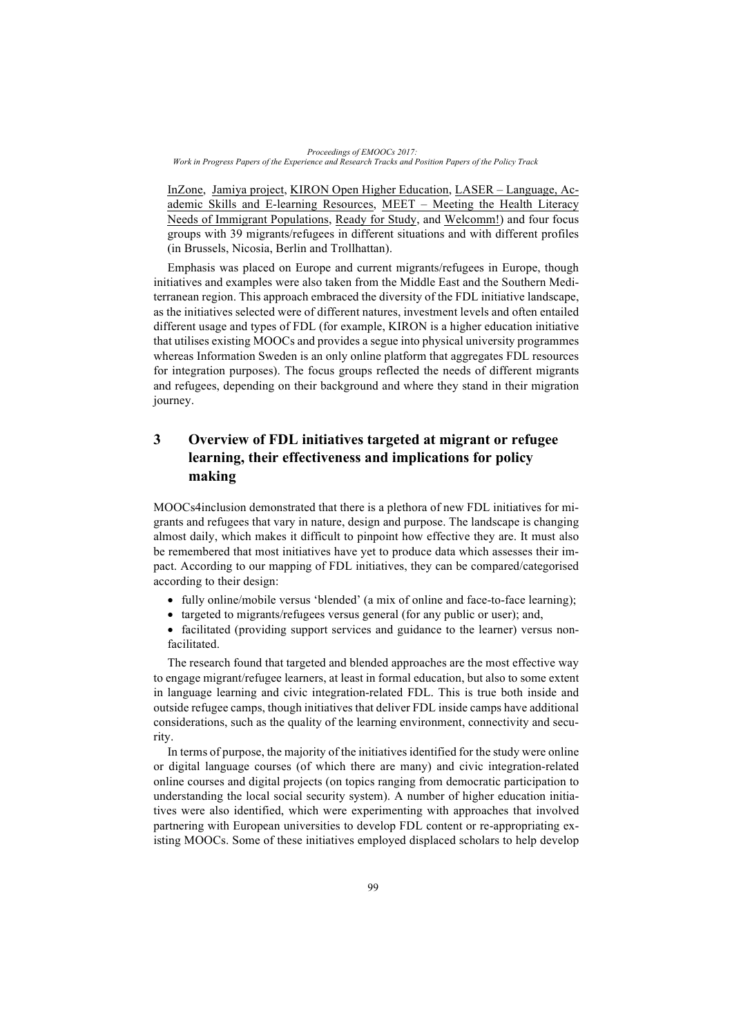InZone, Jamiya project, KIRON Open Higher Education, LASER – Language, Academic Skills and E-learning Resources, MEET – Meeting the Health Literacy Needs of Immigrant Populations, Ready for Study, and Welcomm!) and four focus groups with 39 migrants/refugees in different situations and with different profiles (in Brussels, Nicosia, Berlin and Trollhattan).

Emphasis was placed on Europe and current migrants/refugees in Europe, though initiatives and examples were also taken from the Middle East and the Southern Mediterranean region. This approach embraced the diversity of the FDL initiative landscape, as the initiatives selected were of different natures, investment levels and often entailed different usage and types of FDL (for example, KIRON is a higher education initiative that utilises existing MOOCs and provides a segue into physical university programmes whereas Information Sweden is an only online platform that aggregates FDL resources for integration purposes). The focus groups reflected the needs of different migrants and refugees, depending on their background and where they stand in their migration journey.

## 3 Overview of FDL initiatives targeted at migrant or refugee learning, their effectiveness and implications for policy making

MOOCs4inclusion demonstrated that there is a plethora of new FDL initiatives for migrants and refugees that vary in nature, design and purpose. The landscape is changing almost daily, which makes it difficult to pinpoint how effective they are. It must also be remembered that most initiatives have yet to produce data which assesses their impact. According to our mapping of FDL initiatives, they can be compared/categorised according to their design:

- fully online/mobile versus 'blended' (a mix of online and face-to-face learning);
- targeted to migrants/refugees versus general (for any public or user); and,
- facilitated (providing support services and guidance to the learner) versus non-facilitated.

The research found that targeted and blended approaches are the most effective way to engage migrant/refugee learners, at least in formal education, but also to some extent in language learning and civic integration-related FDL. This is true both inside and outside refugee camps, though initiatives that deliver FDL inside camps have additional considerations, such as the quality of the learning environment, connectivity and security.

In terms of purpose, the majority of the initiatives identified for the study were online or digital language courses (of which there are many) and civic integration-related online courses and digital projects (on topics ranging from democratic participation to understanding the local social security system). A number of higher education initiatives were also identified, which were experimenting with approaches that involved partnering with European universities to develop FDL content or re-appropriating existing MOOCs. Some of these initiatives employed displaced scholars to help develop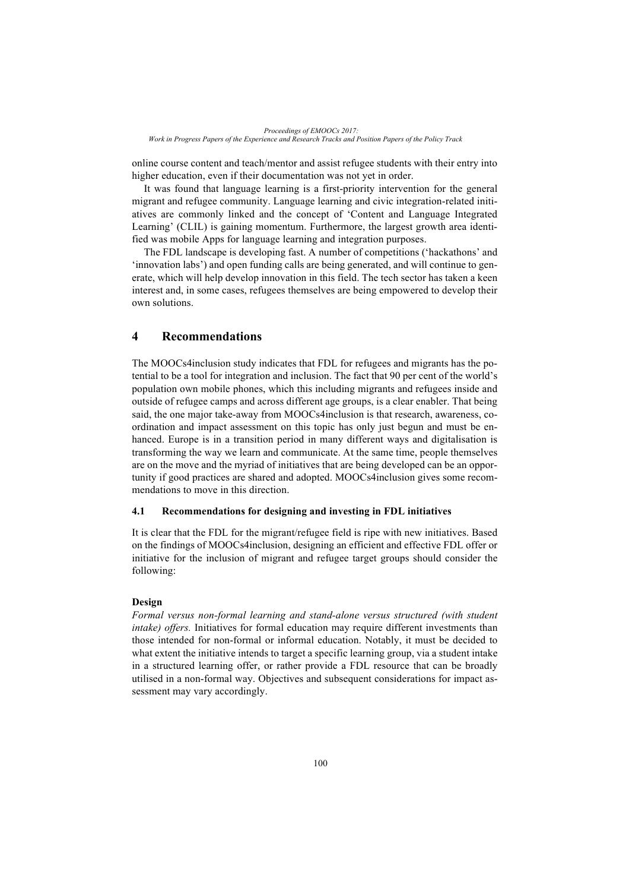online course content and teach/mentor and assist refugee students with their entry into higher education, even if their documentation was not yet in order.

It was found that language learning is a first-priority intervention for the general migrant and refugee community. Language learning and civic integration-related initiatives are commonly linked and the concept of 'Content and Language Integrated Learning' (CLIL) is gaining momentum. Furthermore, the largest growth area identified was mobile Apps for language learning and integration purposes.

The FDL landscape is developing fast. A number of competitions ('hackathons' and 'innovation labs') and open funding calls are being generated, and will continue to generate, which will help develop innovation in this field. The tech sector has taken a keen interest and, in some cases, refugees themselves are being empowered to develop their own solutions.

## 4 Recommendations

The MOOCs4inclusion study indicates that FDL for refugees and migrants has the potential to be a tool for integration and inclusion. The fact that 90 per cent of the world's population own mobile phones, which this including migrants and refugees inside and outside of refugee camps and across different age groups, is a clear enabler. That being said, the one major take-away from MOOCs4inclusion is that research, awareness, coordination and impact assessment on this topic has only just begun and must be enhanced. Europe is in a transition period in many different ways and digitalisation is transforming the way we learn and communicate. At the same time, people themselves are on the move and the myriad of initiatives that are being developed can be an opportunity if good practices are shared and adopted. MOOCs4inclusion gives some recommendations to move in this direction.

### 4.1 Recommendations for designing and investing in FDL initiatives

It is clear that the FDL for the migrant/refugee field is ripe with new initiatives. Based on the findings of MOOCs4inclusion, designing an efficient and effective FDL offer or initiative for the inclusion of migrant and refugee target groups should consider the following:

**Design**

*Formal versus non-formal learning and stand-alone versus structured (with student intake) offers.* Initiatives for formal education may require different investments than those intended for non-formal or informal education. Notably, it must be decided to what extent the initiative intends to target a specific learning group, via a student intake in a structured learning offer, or rather provide a FDL resource that can be broadly utilised in a non-formal way. Objectives and subsequent considerations for impact assessment may vary accordingly.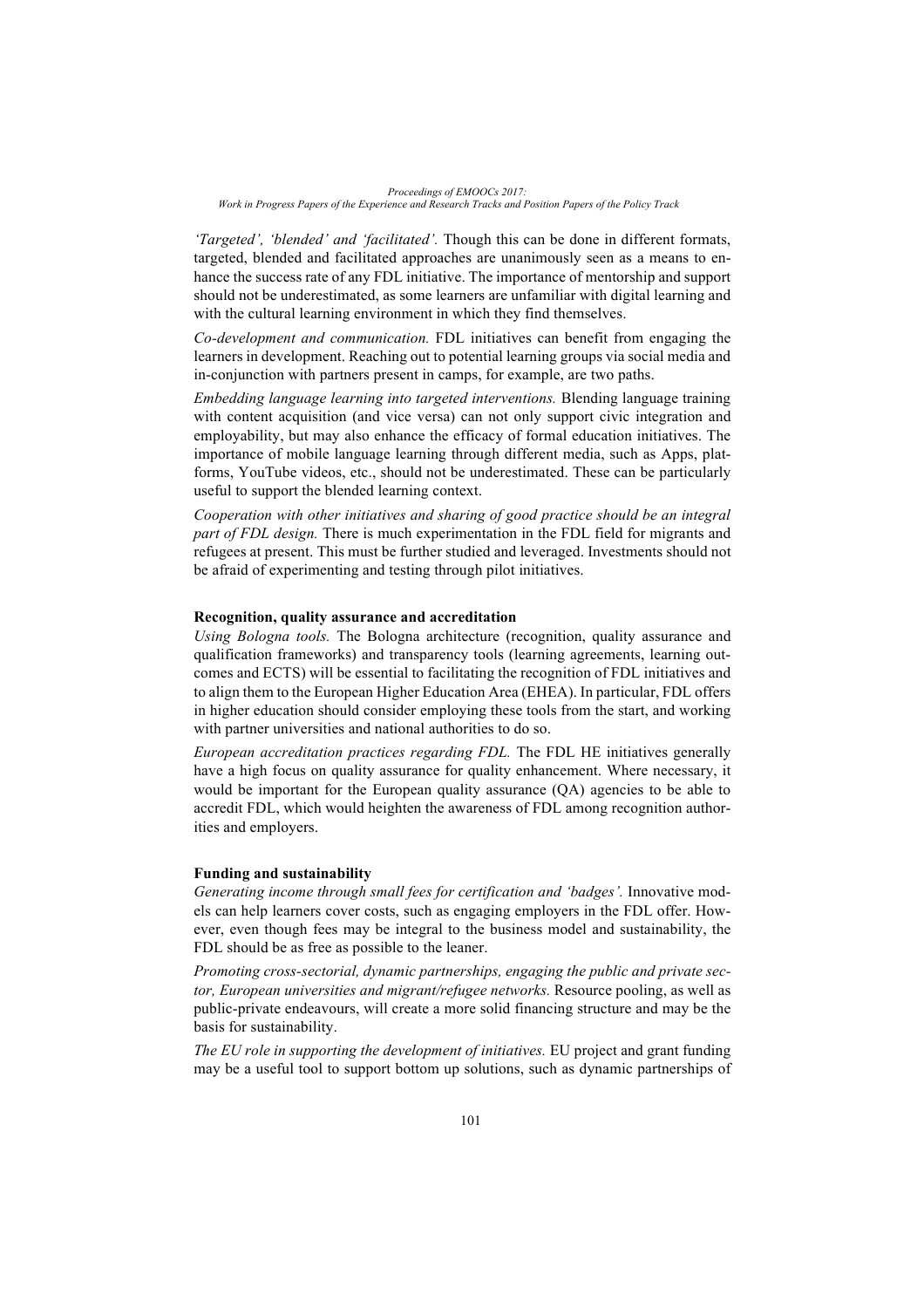*'Targeted', 'blended' and 'facilitated'.* Though this can be done in different formats, targeted, blended and facilitated approaches are unanimously seen as a means to enhance the success rate of any FDL initiative. The importance of mentorship and support should not be underestimated, as some learners are unfamiliar with digital learning and with the cultural learning environment in which they find themselves.

*Co-development and communication.* FDL initiatives can benefit from engaging the learners in development. Reaching out to potential learning groups via social media and in-conjunction with partners present in camps, for example, are two paths.

*Embedding language learning into targeted interventions.* Blending language training with content acquisition (and vice versa) can not only support civic integration and employability, but may also enhance the efficacy of formal education initiatives. The importance of mobile language learning through different media, such as Apps, platforms, YouTube videos, etc., should not be underestimated. These can be particularly useful to support the blended learning context.

*Cooperation with other initiatives and sharing of good practice should be an integral part of FDL design.* There is much experimentation in the FDL field for migrants and refugees at present. This must be further studied and leveraged. Investments should not be afraid of experimenting and testing through pilot initiatives.

**Recognition, quality assurance and accreditation**

*Using Bologna tools.* The Bologna architecture (recognition, quality assurance and qualification frameworks) and transparency tools (learning agreements, learning outcomes and ECTS) will be essential to facilitating the recognition of FDL initiatives and to align them to the European Higher Education Area (EHEA). In particular, FDL offers in higher education should consider employing these tools from the start, and working with partner universities and national authorities to do so.

*European accreditation practices regarding FDL.* The FDL HE initiatives generally have a high focus on quality assurance for quality enhancement. Where necessary, it would be important for the European quality assurance (QA) agencies to be able to accredit FDL, which would heighten the awareness of FDL among recognition authorities and employers.

**Funding and sustainability**

*Generating income through small fees for certification and 'badges'.* Innovative models can help learners cover costs, such as engaging employers in the FDL offer. However, even though fees may be integral to the business model and sustainability, the FDL should be as free as possible to the leaner.

*Promoting cross-sectorial, dynamic partnerships, engaging the public and private sector, European universities and migrant/refugee networks.* Resource pooling, as well as public-private endeavours, will create a more solid financing structure and may be the basis for sustainability.

*The EU role in supporting the development of initiatives.* EU project and grant funding may be a useful tool to support bottom up solutions, such as dynamic partnerships of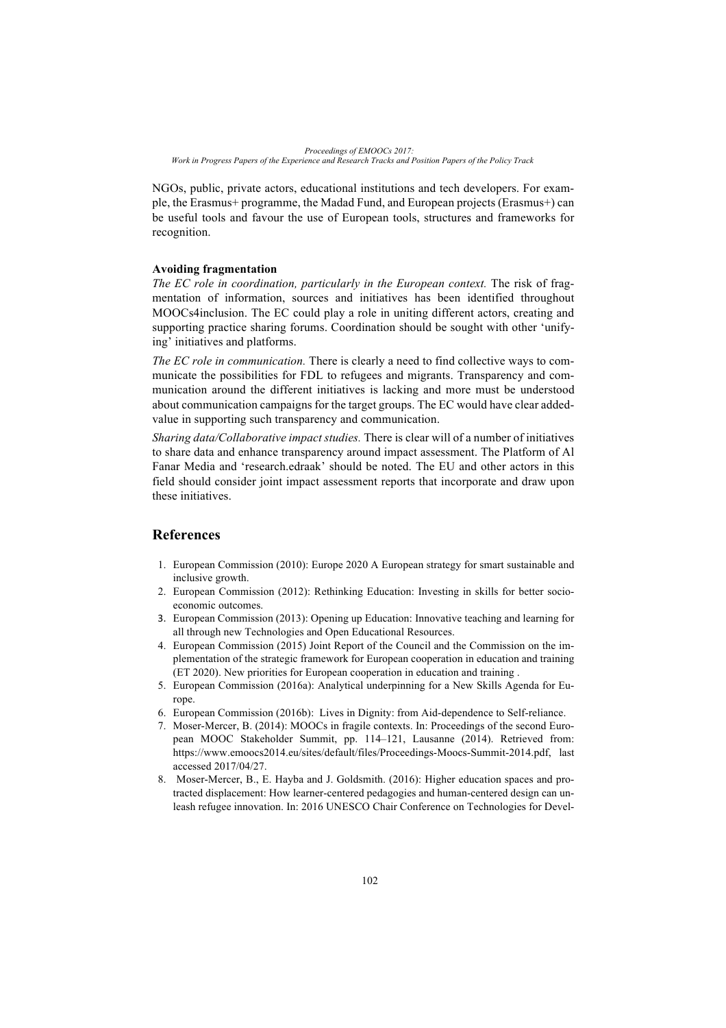NGOs, public, private actors, educational institutions and tech developers. For example, the Erasmus+ programme, the Madad Fund, and European projects (Erasmus+) can be useful tools and favour the use of European tools, structures and frameworks for recognition.

**Avoiding fragmentation**

*The EC role in coordination, particularly in the European context.* The risk of fragmentation of information, sources and initiatives has been identified throughout MOOCs4inclusion. The EC could play a role in uniting different actors, creating and supporting practice sharing forums. Coordination should be sought with other 'unifying' initiatives and platforms.

*The EC role in communication.* There is clearly a need to find collective ways to communicate the possibilities for FDL to refugees and migrants. Transparency and communication around the different initiatives is lacking and more must be understood about communication campaigns for the target groups. The EC would have clear added-value in supporting such transparency and communication.

*Sharing data/Collaborative impact studies.* There is clear will of a number of initiatives to share data and enhance transparency around impact assessment. The Platform of Al Fanar Media and 'research.edraak' should be noted. The EU and other actors in this field should consider joint impact assessment reports that incorporate and draw upon these initiatives.

## References

1. European Commission (2010): Europe 2020 A European strategy for smart sustainable and inclusive growth.
2. European Commission (2012): Rethinking Education: Investing in skills for better socio-economic outcomes.
3. European Commission (2013): Opening up Education: Innovative teaching and learning for all through new Technologies and Open Educational Resources.
4. European Commission (2015) Joint Report of the Council and the Commission on the implementation of the strategic framework for European cooperation in education and training (ET 2020). New priorities for European cooperation in education and training .
5. European Commission (2016a): Analytical underpinning for a New Skills Agenda for Europe.
6. European Commission (2016b): Lives in Dignity: from Aid-dependence to Self-reliance.
7. Moser-Mercer, B. (2014): MOOCs in fragile contexts. In: Proceedings of the second European MOOC Stakeholder Summit, pp. 114–121, Lausanne (2014). Retrieved from: https://www.emoocs2014.eu/sites/default/files/Proceedings-Moocs-Summit-2014.pdf, last accessed 2017/04/27.
8. Moser-Mercer, B., E. Hayba and J. Goldsmith. (2016): Higher education spaces and protracted displacement: How learner-centered pedagogies and human-centered design can unleash refugee innovation. In: 2016 UNESCO Chair Conference on Technologies for Devel-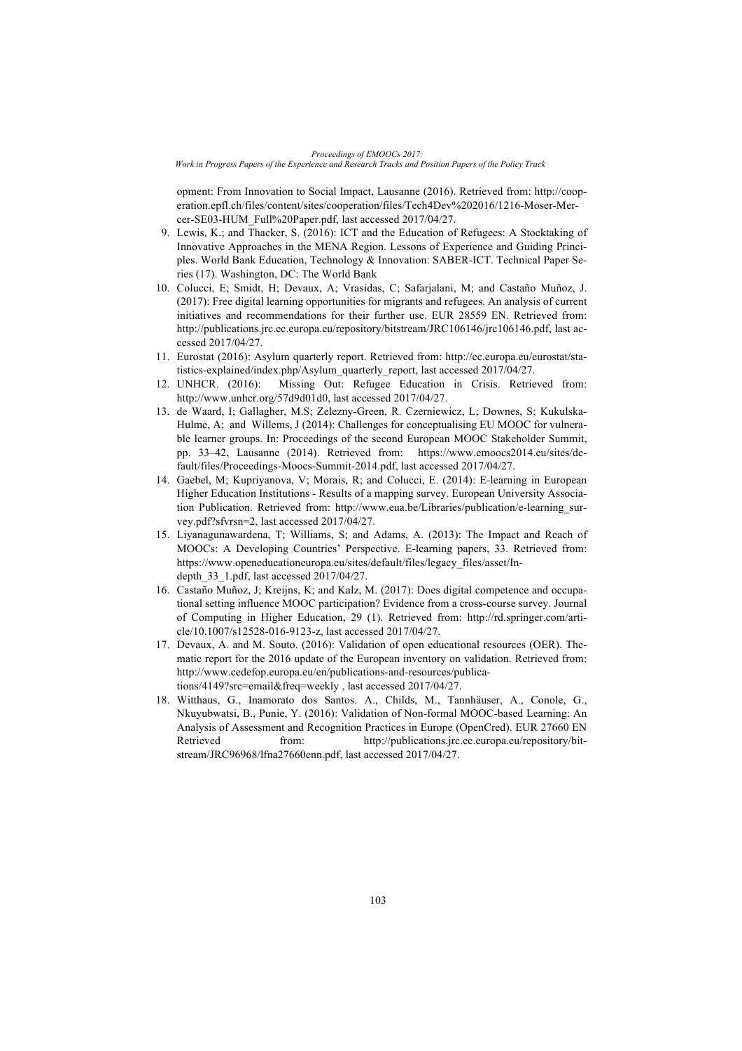opment: From Innovation to Social Impact, Lausanne (2016). Retrieved from: http://cooperation.epfl.ch/files/content/sites/cooperation/files/Tech4Dev%202016/1216-Moser-Mercer-SE03-HUM_Full%20Paper.pdf, last accessed 2017/04/27.

9. Lewis, K.; and Thacker, S. (2016): ICT and the Education of Refugees: A Stocktaking of Innovative Approaches in the MENA Region. Lessons of Experience and Guiding Principles. World Bank Education, Technology & Innovation: SABER-ICT. Technical Paper Series (17). Washington, DC: The World Bank
10. Colucci, E; Smidt, H; Devaux, A; Vrasidas, C; Safarjalani, M; and Castaño Muñoz, J. (2017): Free digital learning opportunities for migrants and refugees. An analysis of current initiatives and recommendations for their further use. EUR 28559 EN. Retrieved from: http://publications.jrc.ec.europa.eu/repository/bitstream/JRC106146/jrc106146.pdf, last accessed 2017/04/27.
11. Eurostat (2016): Asylum quarterly report. Retrieved from: http://ec.europa.eu/eurostat/statistics-explained/index.php/Asylum_quarterly_report, last accessed 2017/04/27.
12. UNHCR. (2016): Missing Out: Refugee Education in Crisis. Retrieved from: http://www.unhcr.org/57d9d01d0, last accessed 2017/04/27.
13. de Waard, I; Gallagher, M.S; Zelezny-Green, R. Czerniewicz, L; Downes, S; Kukulska-Hulme, A; and Willems, J (2014): Challenges for conceptualising EU MOOC for vulnerable learner groups. In: Proceedings of the second European MOOC Stakeholder Summit, pp. 33–42, Lausanne (2014). Retrieved from: https://www.emoocs2014.eu/sites/default/files/Proceedings-Moocs-Summit-2014.pdf, last accessed 2017/04/27.
14. Gaebel, M; Kupriyanova, V; Morais, R; and Colucci, E. (2014): E-learning in European Higher Education Institutions - Results of a mapping survey. European University Association Publication. Retrieved from: http://www.eua.be/Libraries/publication/e-learning_survey.pdf?sfvrsn=2, last accessed 2017/04/27.
15. Liyanagunawardena, T; Williams, S; and Adams, A. (2013): The Impact and Reach of MOOCs: A Developing Countries' Perspective. E-learning papers, 33. Retrieved from: https://www.openeducationeuropa.eu/sites/default/files/legacy_files/asset/In-depth_33_1.pdf, last accessed 2017/04/27.
16. Castaño Muñoz, J; Kreijns, K; and Kalz, M. (2017): Does digital competence and occupational setting influence MOOC participation? Evidence from a cross-course survey. Journal of Computing in Higher Education, 29 (1). Retrieved from: http://rd.springer.com/article/10.1007/s12528-016-9123-z, last accessed 2017/04/27.
17. Devaux, A. and M. Souto. (2016): Validation of open educational resources (OER). Thematic report for the 2016 update of the European inventory on validation. Retrieved from: http://www.cedefop.europa.eu/en/publications-and-resources/publications/4149?src=email&freq=weekly , last accessed 2017/04/27.
18. Witthaus, G., Inamorato dos Santos. A., Childs, M., Tannhäuser, A., Conole, G., Nkuyubwatsi, B., Punie, Y. (2016): Validation of Non-formal MOOC-based Learning: An Analysis of Assessment and Recognition Practices in Europe (OpenCred). EUR 27660 EN Retrieved from: http://publications.jrc.ec.europa.eu/repository/bitstream/JRC96968/lfna27660enn.pdf, last accessed 2017/04/27.